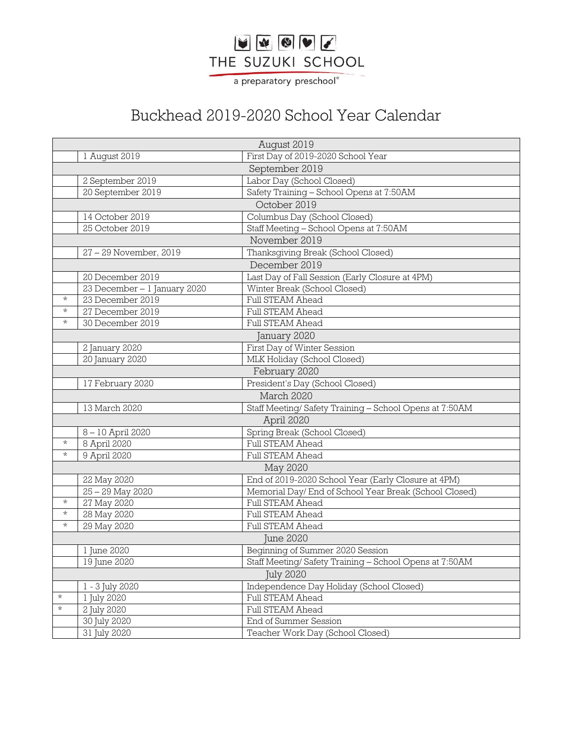THE SUZUKI SCHOOL

a preparatory preschool®

# Buckhead 2019-2020 School Year Calendar

| | | |
|---|---|---|
| **August 2019** | | |
| | 1 August 2019 | First Day of 2019-2020 School Year |
| **September 2019** | | |
| | 2 September 2019 | Labor Day (School Closed) |
| | 20 September 2019 | Safety Training – School Opens at 7:50AM |
| **October 2019** | | |
| | 14 October 2019 | Columbus Day (School Closed) |
| | 25 October 2019 | Staff Meeting – School Opens at 7:50AM |
| **November 2019** | | |
| | 27 – 29 November, 2019 | Thanksgiving Break (School Closed) |
| **December 2019** | | |
| | 20 December 2019 | Last Day of Fall Session (Early Closure at 4PM) |
| | 23 December – 1 January 2020 | Winter Break (School Closed) |
| * | 23 December 2019 | Full STEAM Ahead |
| * | 27 December 2019 | Full STEAM Ahead |
| * | 30 December 2019 | Full STEAM Ahead |
| **January 2020** | | |
| | 2 January 2020 | First Day of Winter Session |
| | 20 January 2020 | MLK Holiday (School Closed) |
| **February 2020** | | |
| | 17 February 2020 | President's Day (School Closed) |
| **March 2020** | | |
| | 13 March 2020 | Staff Meeting/ Safety Training – School Opens at 7:50AM |
| **April 2020** | | |
| | 8 – 10 April 2020 | Spring Break (School Closed) |
| * | 8 April 2020 | Full STEAM Ahead |
| * | 9 April 2020 | Full STEAM Ahead |
| **May 2020** | | |
| | 22 May 2020 | End of 2019-2020 School Year (Early Closure at 4PM) |
| | 25 – 29 May 2020 | Memorial Day/ End of School Year Break (School Closed) |
| * | 27 May 2020 | Full STEAM Ahead |
| * | 28 May 2020 | Full STEAM Ahead |
| * | 29 May 2020 | Full STEAM Ahead |
| **June 2020** | | |
| | 1 June 2020 | Beginning of Summer 2020 Session |
| | 19 June 2020 | Staff Meeting/ Safety Training – School Opens at 7:50AM |
| **July 2020** | | |
| | 1 - 3 July 2020 | Independence Day Holiday (School Closed) |
| * | 1 July 2020 | Full STEAM Ahead |
| * | 2 July 2020 | Full STEAM Ahead |
| | 30 July 2020 | End of Summer Session |
| | 31 July 2020 | Teacher Work Day (School Closed) |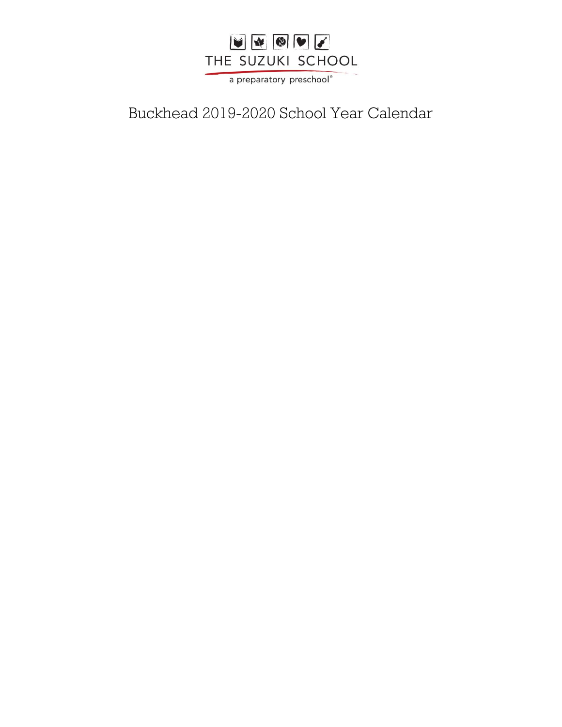THE SUZUKI SCHOOL

a preparatory preschool®

# Buckhead 2019-2020 School Year Calendar